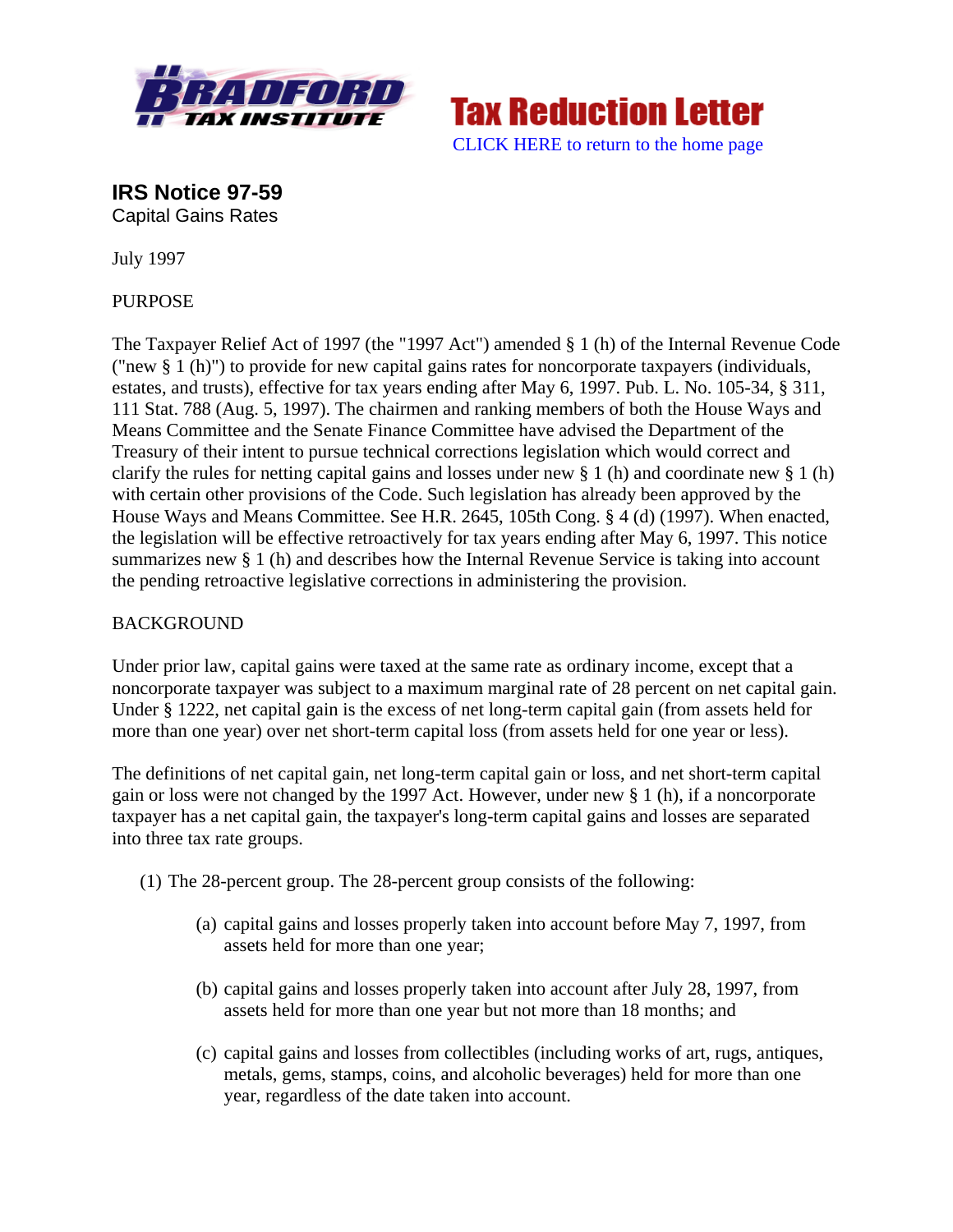Bradford Tax Institute

Tax Reduction Letter

CLICK HERE to return to the home page

## IRS Notice 97-59

Capital Gains Rates

July 1997

PURPOSE

The Taxpayer Relief Act of 1997 (the "1997 Act") amended § 1 (h) of the Internal Revenue Code ("new § 1 (h)") to provide for new capital gains rates for noncorporate taxpayers (individuals, estates, and trusts), effective for tax years ending after May 6, 1997. Pub. L. No. 105-34, § 311, 111 Stat. 788 (Aug. 5, 1997). The chairmen and ranking members of both the House Ways and Means Committee and the Senate Finance Committee have advised the Department of the Treasury of their intent to pursue technical corrections legislation which would correct and clarify the rules for netting capital gains and losses under new § 1 (h) and coordinate new § 1 (h) with certain other provisions of the Code. Such legislation has already been approved by the House Ways and Means Committee. See H.R. 2645, 105th Cong. § 4 (d) (1997). When enacted, the legislation will be effective retroactively for tax years ending after May 6, 1997. This notice summarizes new § 1 (h) and describes how the Internal Revenue Service is taking into account the pending retroactive legislative corrections in administering the provision.

BACKGROUND

Under prior law, capital gains were taxed at the same rate as ordinary income, except that a noncorporate taxpayer was subject to a maximum marginal rate of 28 percent on net capital gain. Under § 1222, net capital gain is the excess of net long-term capital gain (from assets held for more than one year) over net short-term capital loss (from assets held for one year or less).

The definitions of net capital gain, net long-term capital gain or loss, and net short-term capital gain or loss were not changed by the 1997 Act. However, under new § 1 (h), if a noncorporate taxpayer has a net capital gain, the taxpayer's long-term capital gains and losses are separated into three tax rate groups.

(1) The 28-percent group. The 28-percent group consists of the following:

> (a) capital gains and losses properly taken into account before May 7, 1997, from assets held for more than one year;
>
> (b) capital gains and losses properly taken into account after July 28, 1997, from assets held for more than one year but not more than 18 months; and
>
> (c) capital gains and losses from collectibles (including works of art, rugs, antiques, metals, gems, stamps, coins, and alcoholic beverages) held for more than one year, regardless of the date taken into account.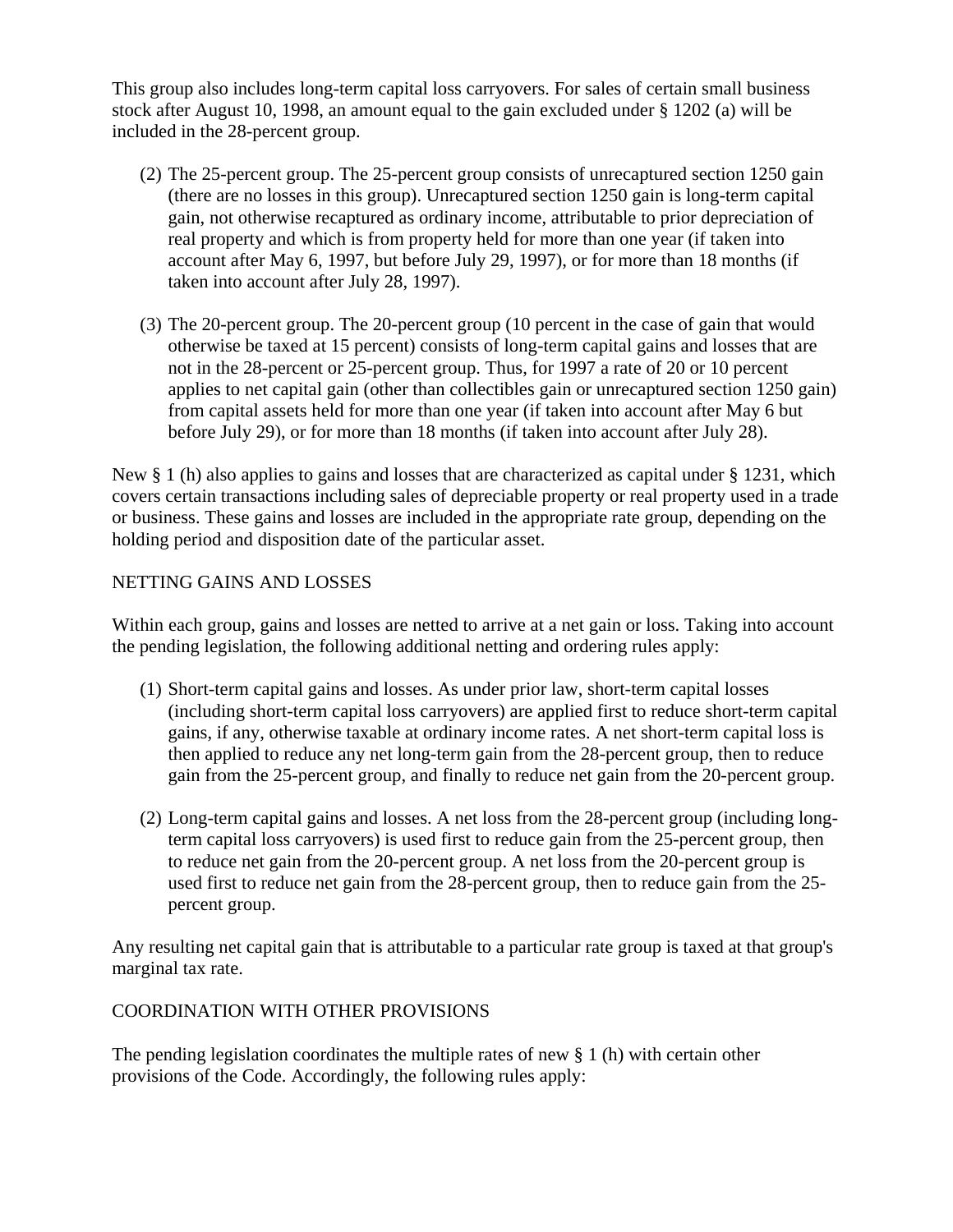This group also includes long-term capital loss carryovers. For sales of certain small business stock after August 10, 1998, an amount equal to the gain excluded under § 1202 (a) will be included in the 28-percent group.

(2) The 25-percent group. The 25-percent group consists of unrecaptured section 1250 gain (there are no losses in this group). Unrecaptured section 1250 gain is long-term capital gain, not otherwise recaptured as ordinary income, attributable to prior depreciation of real property and which is from property held for more than one year (if taken into account after May 6, 1997, but before July 29, 1997), or for more than 18 months (if taken into account after July 28, 1997).

(3) The 20-percent group. The 20-percent group (10 percent in the case of gain that would otherwise be taxed at 15 percent) consists of long-term capital gains and losses that are not in the 28-percent or 25-percent group. Thus, for 1997 a rate of 20 or 10 percent applies to net capital gain (other than collectibles gain or unrecaptured section 1250 gain) from capital assets held for more than one year (if taken into account after May 6 but before July 29), or for more than 18 months (if taken into account after July 28).

New § 1 (h) also applies to gains and losses that are characterized as capital under § 1231, which covers certain transactions including sales of depreciable property or real property used in a trade or business. These gains and losses are included in the appropriate rate group, depending on the holding period and disposition date of the particular asset.

NETTING GAINS AND LOSSES

Within each group, gains and losses are netted to arrive at a net gain or loss. Taking into account the pending legislation, the following additional netting and ordering rules apply:

(1) Short-term capital gains and losses. As under prior law, short-term capital losses (including short-term capital loss carryovers) are applied first to reduce short-term capital gains, if any, otherwise taxable at ordinary income rates. A net short-term capital loss is then applied to reduce any net long-term gain from the 28-percent group, then to reduce gain from the 25-percent group, and finally to reduce net gain from the 20-percent group.

(2) Long-term capital gains and losses. A net loss from the 28-percent group (including long-term capital loss carryovers) is used first to reduce gain from the 25-percent group, then to reduce net gain from the 20-percent group. A net loss from the 20-percent group is used first to reduce net gain from the 28-percent group, then to reduce gain from the 25-percent group.

Any resulting net capital gain that is attributable to a particular rate group is taxed at that group's marginal tax rate.

COORDINATION WITH OTHER PROVISIONS

The pending legislation coordinates the multiple rates of new § 1 (h) with certain other provisions of the Code. Accordingly, the following rules apply: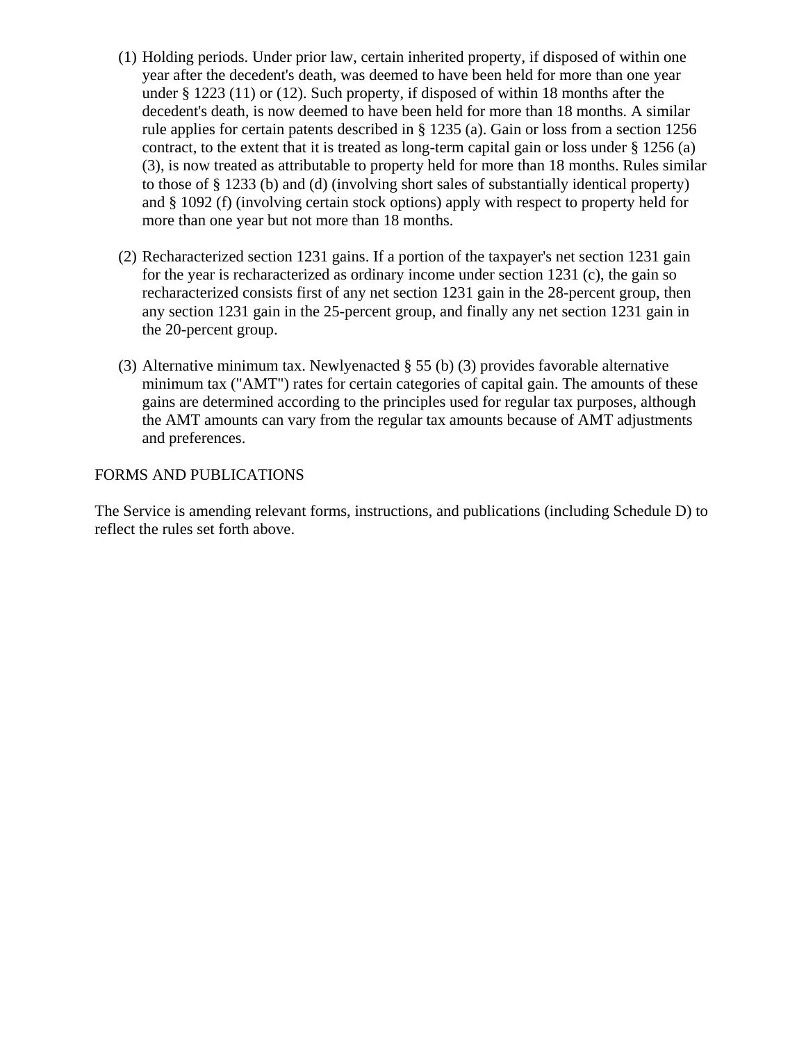(1) Holding periods. Under prior law, certain inherited property, if disposed of within one year after the decedent's death, was deemed to have been held for more than one year under § 1223 (11) or (12). Such property, if disposed of within 18 months after the decedent's death, is now deemed to have been held for more than 18 months. A similar rule applies for certain patents described in § 1235 (a). Gain or loss from a section 1256 contract, to the extent that it is treated as long-term capital gain or loss under § 1256 (a) (3), is now treated as attributable to property held for more than 18 months. Rules similar to those of § 1233 (b) and (d) (involving short sales of substantially identical property) and § 1092 (f) (involving certain stock options) apply with respect to property held for more than one year but not more than 18 months.

(2) Recharacterized section 1231 gains. If a portion of the taxpayer's net section 1231 gain for the year is recharacterized as ordinary income under section 1231 (c), the gain so recharacterized consists first of any net section 1231 gain in the 28-percent group, then any section 1231 gain in the 25-percent group, and finally any net section 1231 gain in the 20-percent group.

(3) Alternative minimum tax. Newlyenacted § 55 (b) (3) provides favorable alternative minimum tax ("AMT") rates for certain categories of capital gain. The amounts of these gains are determined according to the principles used for regular tax purposes, although the AMT amounts can vary from the regular tax amounts because of AMT adjustments and preferences.

FORMS AND PUBLICATIONS

The Service is amending relevant forms, instructions, and publications (including Schedule D) to reflect the rules set forth above.